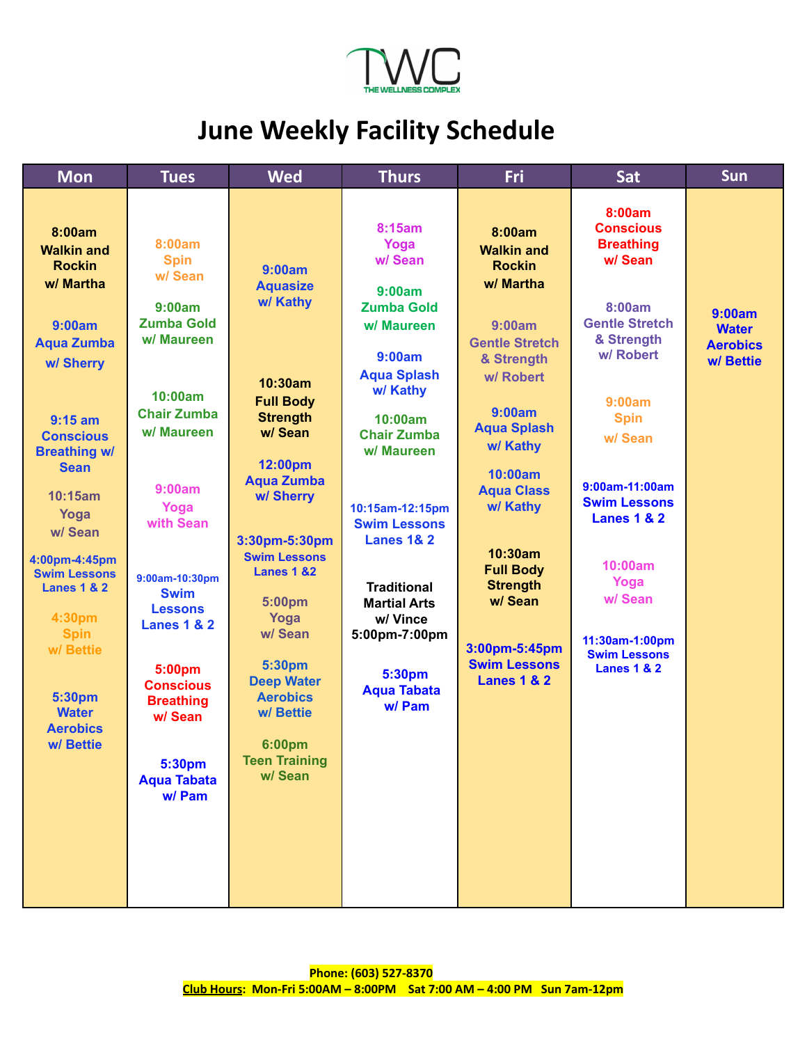TWC
THE WELLNESS COMPLEX

# June Weekly Facility Schedule

| Mon | Tues | Wed | Thurs | Fri | Sat | Sun |
|---|---|---|---|---|---|---|
| 8:00am Walkin and Rockin w/ Martha<br><br>9:00am Aqua Zumba w/ Sherry<br><br>9:15 am Conscious Breathing w/ Sean<br><br>10:15am Yoga w/ Sean<br><br>4:00pm-4:45pm Swim Lessons Lanes 1 & 2<br><br>4:30pm Spin w/ Bettie<br><br>5:30pm Water Aerobics w/ Bettie | 8:00am Spin w/ Sean<br><br>9:00am Zumba Gold w/ Maureen<br><br>10:00am Chair Zumba w/ Maureen<br><br>9:00am Yoga with Sean<br><br>9:00am-10:30pm Swim Lessons Lanes 1 & 2<br><br>5:00pm Conscious Breathing w/ Sean<br><br>5:30pm Aqua Tabata w/ Pam | 9:00am Aquasize w/ Kathy<br><br>10:30am Full Body Strength w/ Sean<br><br>12:00pm Aqua Zumba w/ Sherry<br><br>3:30pm-5:30pm Swim Lessons Lanes 1 &2<br><br>5:00pm Yoga w/ Sean<br><br>5:30pm Deep Water Aerobics w/ Bettie<br><br>6:00pm Teen Training w/ Sean | 8:15am Yoga w/ Sean<br><br>9:00am Zumba Gold w/ Maureen<br><br>9:00am Aqua Splash w/ Kathy<br><br>10:00am Chair Zumba w/ Maureen<br><br>10:15am-12:15pm Swim Lessons Lanes 1& 2<br><br>Traditional Martial Arts w/ Vince 5:00pm-7:00pm<br><br>5:30pm Aqua Tabata w/ Pam | 8:00am Walkin and Rockin w/ Martha<br><br>9:00am Gentle Stretch & Strength w/ Robert<br><br>9:00am Aqua Splash w/ Kathy<br><br>10:00am Aqua Class w/ Kathy<br><br>10:30am Full Body Strength w/ Sean<br><br>3:00pm-5:45pm Swim Lessons Lanes 1 & 2 | 8:00am Conscious Breathing w/ Sean<br><br>8:00am Gentle Stretch & Strength w/ Robert<br><br>9:00am Spin w/ Sean<br><br>9:00am-11:00am Swim Lessons Lanes 1 & 2<br><br>10:00am Yoga w/ Sean<br><br>11:30am-1:00pm Swim Lessons Lanes 1 & 2 | 9:00am Water Aerobics w/ Bettie |

**Phone: (603) 527-8370**
**Club Hours: Mon-Fri 5:00AM – 8:00PM Sat 7:00 AM – 4:00 PM Sun 7am-12pm**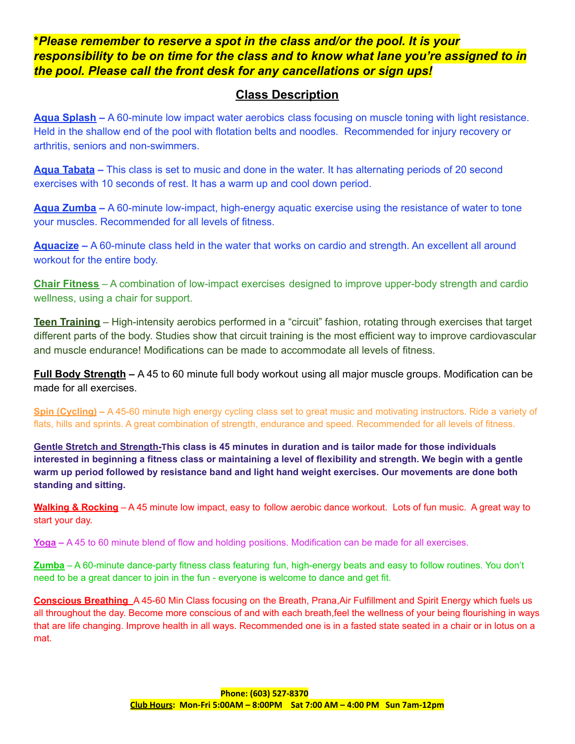***Please remember to reserve a spot in the class and/or the pool. It is your responsibility to be on time for the class and to know what lane you're assigned to in the pool. Please call the front desk for any cancellations or sign ups!***

## Class Description

**Aqua Splash –** A 60-minute low impact water aerobics class focusing on muscle toning with light resistance. Held in the shallow end of the pool with flotation belts and noodles. Recommended for injury recovery or arthritis, seniors and non-swimmers.

**Aqua Tabata –** This class is set to music and done in the water. It has alternating periods of 20 second exercises with 10 seconds of rest. It has a warm up and cool down period.

**Aqua Zumba –** A 60-minute low-impact, high-energy aquatic exercise using the resistance of water to tone your muscles. Recommended for all levels of fitness.

**Aquacize –** A 60-minute class held in the water that works on cardio and strength. An excellent all around workout for the entire body.

**Chair Fitness** – A combination of low-impact exercises designed to improve upper-body strength and cardio wellness, using a chair for support.

**Teen Training** – High-intensity aerobics performed in a "circuit" fashion, rotating through exercises that target different parts of the body. Studies show that circuit training is the most efficient way to improve cardiovascular and muscle endurance! Modifications can be made to accommodate all levels of fitness.

**Full Body Strength –** A 45 to 60 minute full body workout using all major muscle groups. Modification can be made for all exercises.

**Spin (Cycling) –** A 45-60 minute high energy cycling class set to great music and motivating instructors. Ride a variety of flats, hills and sprints. A great combination of strength, endurance and speed. Recommended for all levels of fitness.

**Gentle Stretch and Strength-This class is 45 minutes in duration and is tailor made for those individuals interested in beginning a fitness class or maintaining a level of flexibility and strength. We begin with a gentle warm up period followed by resistance band and light hand weight exercises. Our movements are done both standing and sitting.**

**Walking & Rocking** – A 45 minute low impact, easy to follow aerobic dance workout. Lots of fun music. A great way to start your day.

**Yoga –** A 45 to 60 minute blend of flow and holding positions. Modification can be made for all exercises.

**Zumba** – A 60-minute dance-party fitness class featuring fun, high-energy beats and easy to follow routines. You don't need to be a great dancer to join in the fun - everyone is welcome to dance and get fit.

**Conscious Breathing** A 45-60 Min Class focusing on the Breath, Prana,Air Fulfillment and Spirit Energy which fuels us all throughout the day. Become more conscious of and with each breath,feel the wellness of your being flourishing in ways that are life changing. Improve health in all ways. Recommended one is in a fasted state seated in a chair or in lotus on a mat.

**Phone: (603) 527-8370**

**Club Hours: Mon-Fri 5:00AM – 8:00PM Sat 7:00 AM – 4:00 PM Sun 7am-12pm**